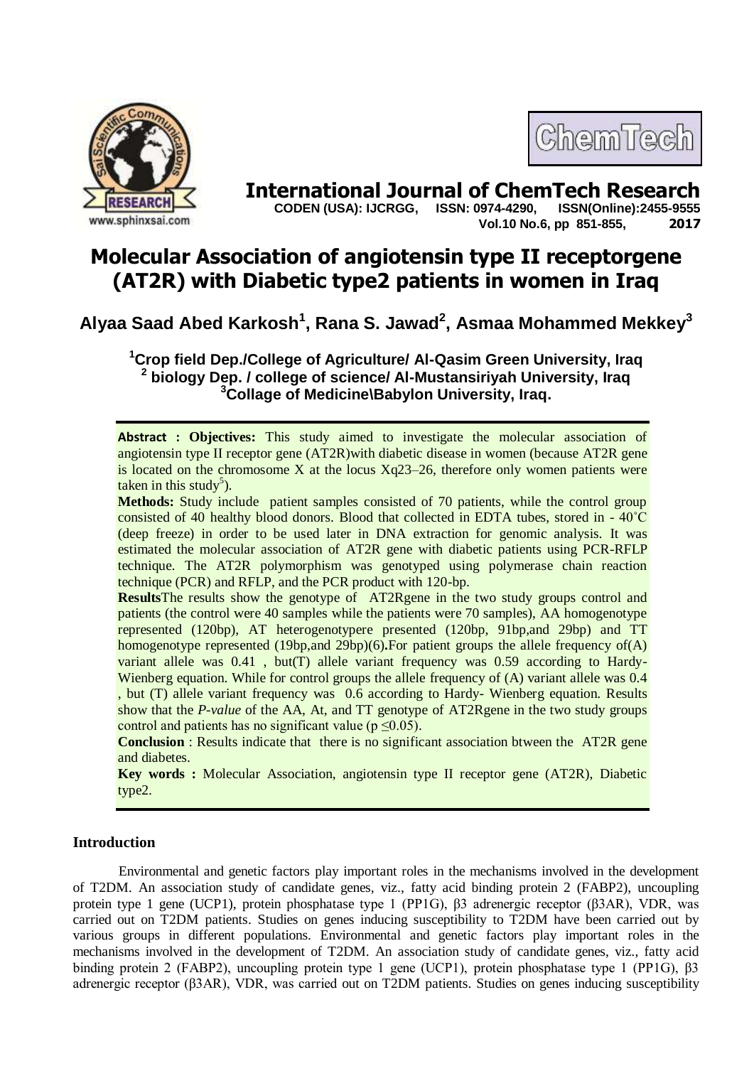# International Journal of ChemTech Research

**CODEN (USA): IJCRGG, ISSN: 0974-4290, ISSN(Online):2455-9555**
**Vol.10 No.6, pp 851-855, 2017**

# Molecular Association of angiotensin type II receptorgene (AT2R) with Diabetic type2 patients in women in Iraq

**Alyaa Saad Abed Karkosh[1], Rana S. Jawad[2], Asmaa Mohammed Mekkey[3]**

**[1]Crop field Dep./College of Agriculture/ Al-Qasim Green University, Iraq**
**[2] biology Dep. / college of science/ Al-Mustansiriyah University, Iraq**
**[3]Collage of Medicine\Babylon University, Iraq.**

**Abstract : Objectives:** This study aimed to investigate the molecular association of angiotensin type II receptor gene (AT2R)with diabetic disease in women (because AT2R gene is located on the chromosome X at the locus Xq23–26, therefore only women patients were taken in this study[5]).

**Methods:** Study include patient samples consisted of 70 patients, while the control group consisted of 40 healthy blood donors. Blood that collected in EDTA tubes, stored in - 40˚C (deep freeze) in order to be used later in DNA extraction for genomic analysis. It was estimated the molecular association of AT2R gene with diabetic patients using PCR-RFLP technique. The AT2R polymorphism was genotyped using polymerase chain reaction technique (PCR) and RFLP, and the PCR product with 120-bp.

**Results**The results show the genotype of AT2Rgene in the two study groups control and patients (the control were 40 samples while the patients were 70 samples), AA homogenotype represented (120bp), AT heterogenotypere presented (120bp, 91bp,and 29bp) and TT homogenotype represented (19bp,and 29bp)(6)**.**For patient groups the allele frequency of(A) variant allele was 0.41 , but(T) allele variant frequency was 0.59 according to Hardy-Wienberg equation. While for control groups the allele frequency of (A) variant allele was 0.4 , but (T) allele variant frequency was 0.6 according to Hardy- Wienberg equation. Results show that the *P-value* of the AA, At, and TT genotype of AT2Rgene in the two study groups control and patients has no significant value ($p \leq 0.05$).

**Conclusion** : Results indicate that there is no significant association btween the AT2R gene and diabetes.

**Key words :** Molecular Association, angiotensin type II receptor gene (AT2R), Diabetic type2.

## Introduction

Environmental and genetic factors play important roles in the mechanisms involved in the development of T2DM. An association study of candidate genes, viz., fatty acid binding protein 2 (FABP2), uncoupling protein type 1 gene (UCP1), protein phosphatase type 1 (PP1G), β3 adrenergic receptor (β3AR), VDR, was carried out on T2DM patients. Studies on genes inducing susceptibility to T2DM have been carried out by various groups in different populations. Environmental and genetic factors play important roles in the mechanisms involved in the development of T2DM. An association study of candidate genes, viz., fatty acid binding protein 2 (FABP2), uncoupling protein type 1 gene (UCP1), protein phosphatase type 1 (PP1G), β3 adrenergic receptor (β3AR), VDR, was carried out on T2DM patients. Studies on genes inducing susceptibility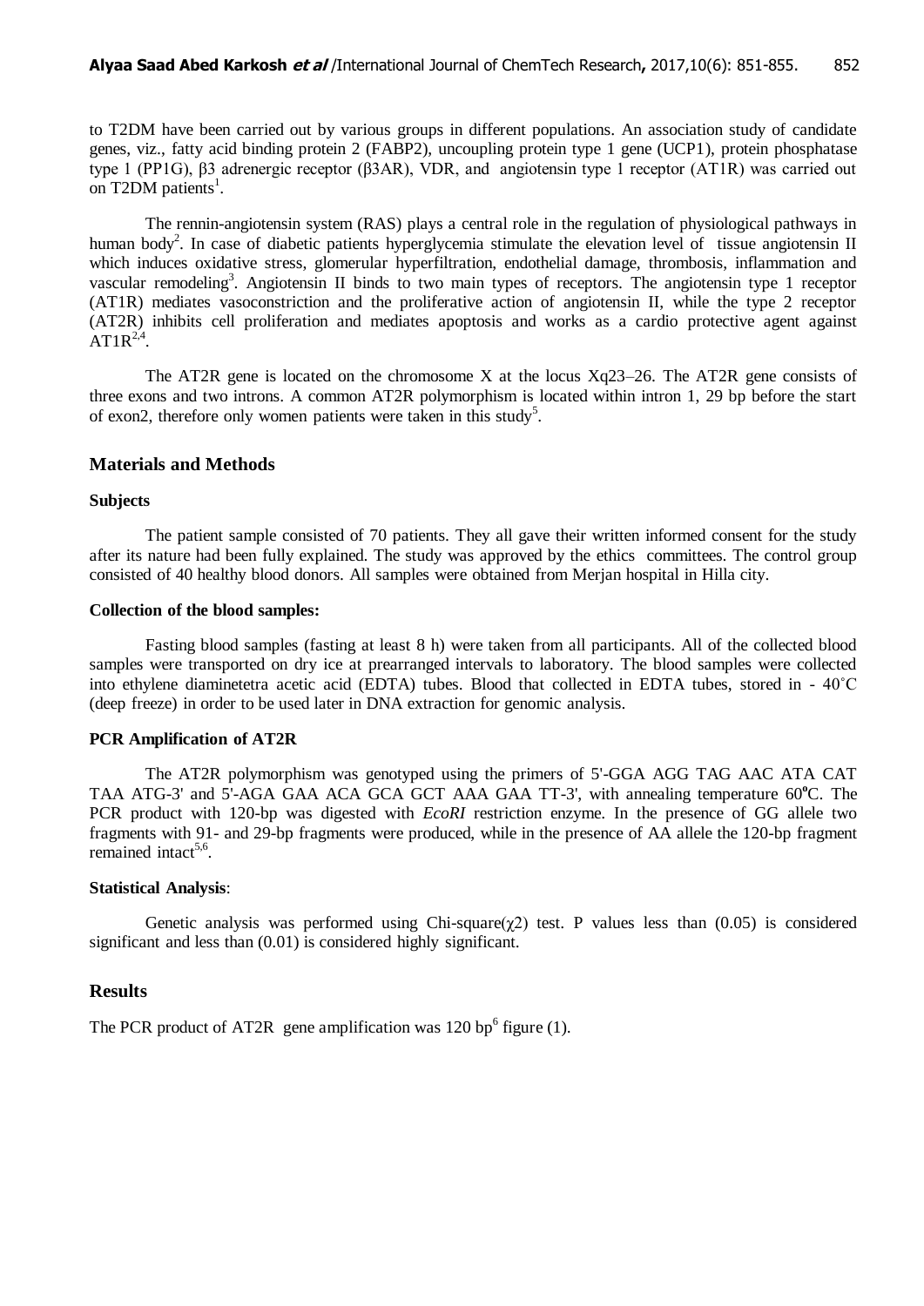to T2DM have been carried out by various groups in different populations. An association study of candidate genes, viz., fatty acid binding protein 2 (FABP2), uncoupling protein type 1 gene (UCP1), protein phosphatase type 1 (PP1G), β3 adrenergic receptor (β3AR), VDR, and angiotensin type 1 receptor (AT1R) was carried out on T2DM patients[1].

The rennin-angiotensin system (RAS) plays a central role in the regulation of physiological pathways in human body[2]. In case of diabetic patients hyperglycemia stimulate the elevation level of tissue angiotensin II which induces oxidative stress, glomerular hyperfiltration, endothelial damage, thrombosis, inflammation and vascular remodeling[3]. Angiotensin II binds to two main types of receptors. The angiotensin type 1 receptor (AT1R) mediates vasoconstriction and the proliferative action of angiotensin II, while the type 2 receptor (AT2R) inhibits cell proliferation and mediates apoptosis and works as a cardio protective agent against AT1R[2,4].

The AT2R gene is located on the chromosome X at the locus Xq23–26. The AT2R gene consists of three exons and two introns. A common AT2R polymorphism is located within intron 1, 29 bp before the start of exon2, therefore only women patients were taken in this study[5].

## Materials and Methods

### Subjects

The patient sample consisted of 70 patients. They all gave their written informed consent for the study after its nature had been fully explained. The study was approved by the ethics committees. The control group consisted of 40 healthy blood donors. All samples were obtained from Merjan hospital in Hilla city.

### Collection of the blood samples:

Fasting blood samples (fasting at least 8 h) were taken from all participants. All of the collected blood samples were transported on dry ice at prearranged intervals to laboratory. The blood samples were collected into ethylene diaminetetra acetic acid (EDTA) tubes. Blood that collected in EDTA tubes, stored in - 40˚C (deep freeze) in order to be used later in DNA extraction for genomic analysis.

### PCR Amplification of AT2R

The AT2R polymorphism was genotyped using the primers of 5'-GGA AGG TAG AAC ATA CAT TAA ATG-3' and 5'-AGA GAA ACA GCA GCT AAA GAA TT-3', with annealing temperature 60ºC. The PCR product with 120-bp was digested with *EcoRI* restriction enzyme. In the presence of GG allele two fragments with 91- and 29-bp fragments were produced, while in the presence of AA allele the 120-bp fragment remained intact[5,6].

### Statistical Analysis:

Genetic analysis was performed using Chi-square($\chi 2$) test. P values less than (0.05) is considered significant and less than (0.01) is considered highly significant.

## Results

The PCR product of AT2R gene amplification was 120 bp[6] figure (1).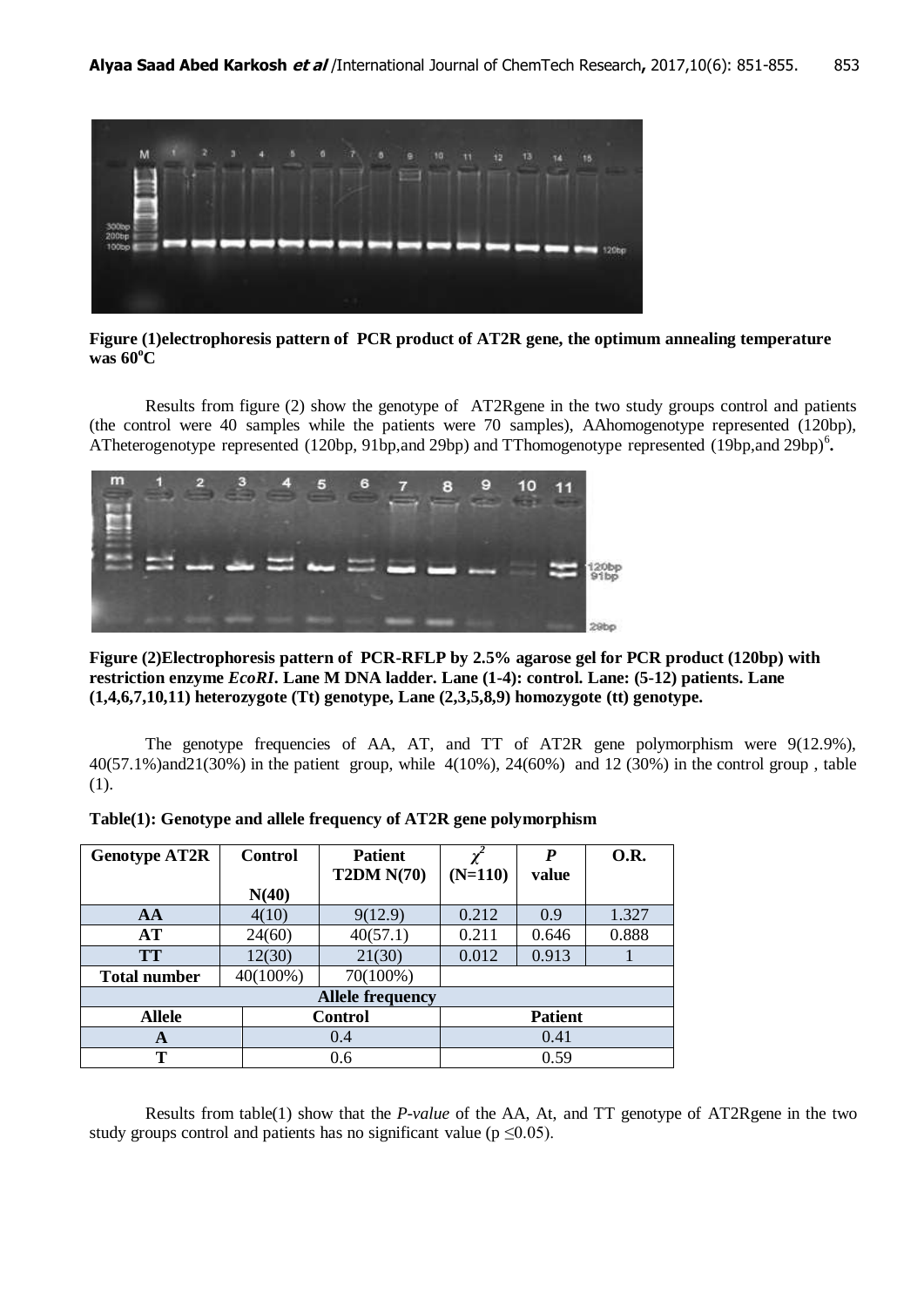**Figure (1)electrophoresis pattern of PCR product of AT2R gene, the optimum annealing temperature was 60°C**

Results from figure (2) show the genotype of AT2Rgene in the two study groups control and patients (the control were 40 samples while the patients were 70 samples), AAhomogenotype represented (120bp), ATheterogenotype represented (120bp, 91bp,and 29bp) and TThomogenotype represented (19bp,and 29bp)[6].

**Figure (2)Electrophoresis pattern of PCR-RFLP by 2.5% agarose gel for PCR product (120bp) with restriction enzyme *EcoRI*. Lane M DNA ladder. Lane (1-4): control. Lane: (5-12) patients. Lane (1,4,6,7,10,11) heterozygote (Tt) genotype, Lane (2,3,5,8,9) homozygote (tt) genotype.**

The genotype frequencies of AA, AT, and TT of AT2R gene polymorphism were 9(12.9%), 40(57.1%)and21(30%) in the patient group, while 4(10%), 24(60%) and 12 (30%) in the control group , table (1).

**Table(1): Genotype and allele frequency of AT2R gene polymorphism**

| Genotype AT2R | Control N(40) | Patient T2DM N(70) | $\chi^2$ (N=110) | *P* value | O.R. |
|---|---|---|---|---|---|
| **AA** | 4(10) | 9(12.9) | 0.212 | 0.9 | 1.327 |
| **AT** | 24(60) | 40(57.1) | 0.211 | 0.646 | 0.888 |
| **TT** | 12(30) | 21(30) | 0.012 | 0.913 | 1 |
| **Total number** | 40(100%) | 70(100%) | | | |
| **Allele frequency** | | | | | |
| **Allele** | **Control** | | **Patient** | | |
| **A** | 0.4 | | 0.41 | | |
| **T** | 0.6 | | 0.59 | | |

Results from table(1) show that the *P-value* of the AA, At, and TT genotype of AT2Rgene in the two study groups control and patients has no significant value ($p \leq 0.05$).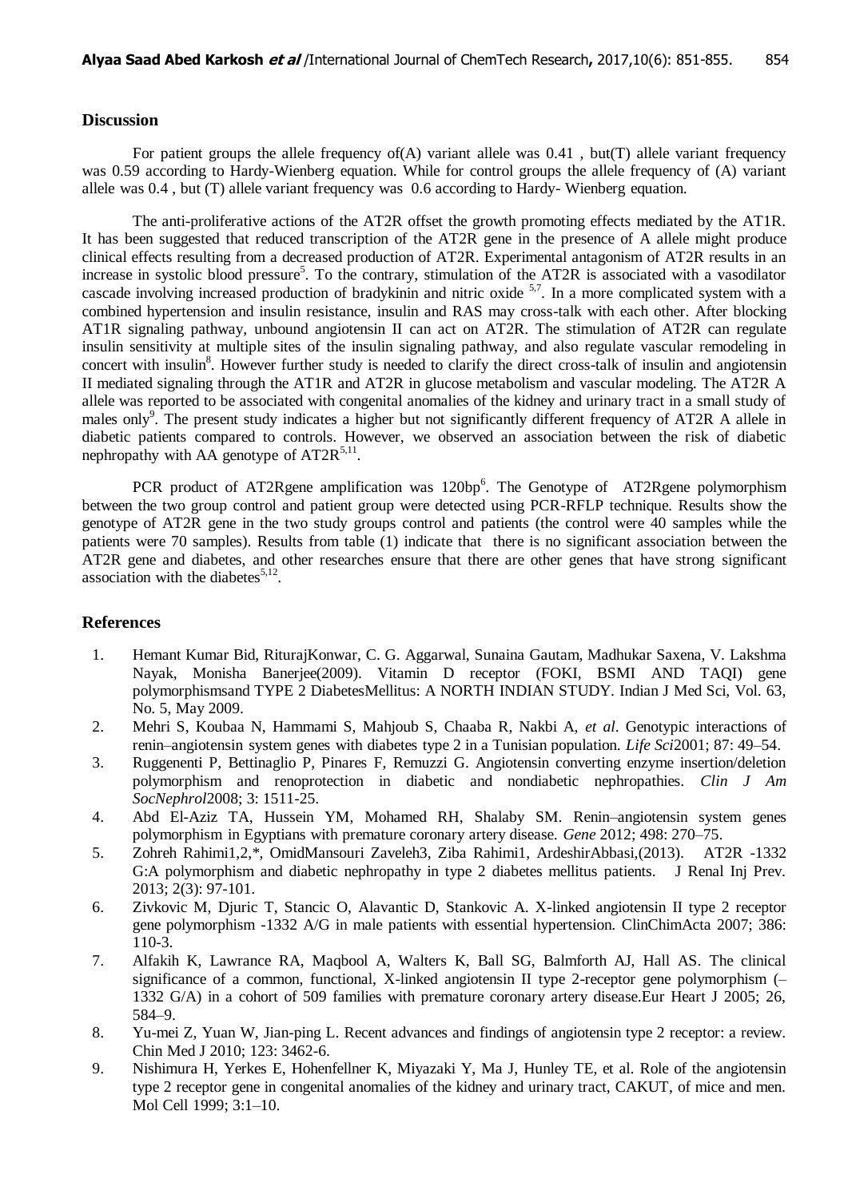## Discussion

For patient groups the allele frequency of(A) variant allele was 0.41 , but(T) allele variant frequency was 0.59 according to Hardy-Wienberg equation. While for control groups the allele frequency of (A) variant allele was 0.4 , but (T) allele variant frequency was 0.6 according to Hardy- Wienberg equation.

The anti-proliferative actions of the AT2R offset the growth promoting effects mediated by the AT1R. It has been suggested that reduced transcription of the AT2R gene in the presence of A allele might produce clinical effects resulting from a decreased production of AT2R. Experimental antagonism of AT2R results in an increase in systolic blood pressure[5]. To the contrary, stimulation of the AT2R is associated with a vasodilator cascade involving increased production of bradykinin and nitric oxide [5,7]. In a more complicated system with a combined hypertension and insulin resistance, insulin and RAS may cross-talk with each other. After blocking AT1R signaling pathway, unbound angiotensin II can act on AT2R. The stimulation of AT2R can regulate insulin sensitivity at multiple sites of the insulin signaling pathway, and also regulate vascular remodeling in concert with insulin[8]. However further study is needed to clarify the direct cross-talk of insulin and angiotensin II mediated signaling through the AT1R and AT2R in glucose metabolism and vascular modeling. The AT2R A allele was reported to be associated with congenital anomalies of the kidney and urinary tract in a small study of males only[9]. The present study indicates a higher but not significantly different frequency of AT2R A allele in diabetic patients compared to controls. However, we observed an association between the risk of diabetic nephropathy with AA genotype of AT2R[5,11].

PCR product of AT2Rgene amplification was 120bp[6]. The Genotype of AT2Rgene polymorphism between the two group control and patient group were detected using PCR-RFLP technique. Results show the genotype of AT2R gene in the two study groups control and patients (the control were 40 samples while the patients were 70 samples). Results from table (1) indicate that there is no significant association between the AT2R gene and diabetes, and other researches ensure that there are other genes that have strong significant association with the diabetes[5,12].

## References

1. Hemant Kumar Bid, RiturajKonwar, C. G. Aggarwal, Sunaina Gautam, Madhukar Saxena, V. Lakshma Nayak, Monisha Banerjee(2009). Vitamin D receptor (FOKI, BSMI AND TAQI) gene polymorphismsand TYPE 2 DiabetesMellitus: A NORTH INDIAN STUDY. Indian J Med Sci, Vol. 63, No. 5, May 2009.
2. Mehri S, Koubaa N, Hammami S, Mahjoub S, Chaaba R, Nakbi A, *et al*. Genotypic interactions of renin–angiotensin system genes with diabetes type 2 in a Tunisian population. *Life Sci*2001; 87: 49–54.
3. Ruggenenti P, Bettinaglio P, Pinares F, Remuzzi G. Angiotensin converting enzyme insertion/deletion polymorphism and renoprotection in diabetic and nondiabetic nephropathies. *Clin J Am SocNephrol*2008; 3: 1511-25.
4. Abd El-Aziz TA, Hussein YM, Mohamed RH, Shalaby SM. Renin–angiotensin system genes polymorphism in Egyptians with premature coronary artery disease. *Gene* 2012; 498: 270–75.
5. Zohreh Rahimi1,2,*, OmidMansouri Zaveleh3, Ziba Rahimi1, ArdeshirAbbasi,(2013). AT2R -1332 G:A polymorphism and diabetic nephropathy in type 2 diabetes mellitus patients. J Renal Inj Prev. 2013; 2(3): 97-101.
6. Zivkovic M, Djuric T, Stancic O, Alavantic D, Stankovic A. X-linked angiotensin II type 2 receptor gene polymorphism -1332 A/G in male patients with essential hypertension. ClinChimActa 2007; 386: 110-3.
7. Alfakih K, Lawrance RA, Maqbool A, Walters K, Ball SG, Balmforth AJ, Hall AS. The clinical significance of a common, functional, X-linked angiotensin II type 2-receptor gene polymorphism (–1332 G/A) in a cohort of 509 families with premature coronary artery disease.Eur Heart J 2005; 26, 584–9.
8. Yu-mei Z, Yuan W, Jian-ping L. Recent advances and findings of angiotensin type 2 receptor: a review. Chin Med J 2010; 123: 3462-6.
9. Nishimura H, Yerkes E, Hohenfellner K, Miyazaki Y, Ma J, Hunley TE, et al. Role of the angiotensin type 2 receptor gene in congenital anomalies of the kidney and urinary tract, CAKUT, of mice and men. Mol Cell 1999; 3:1–10.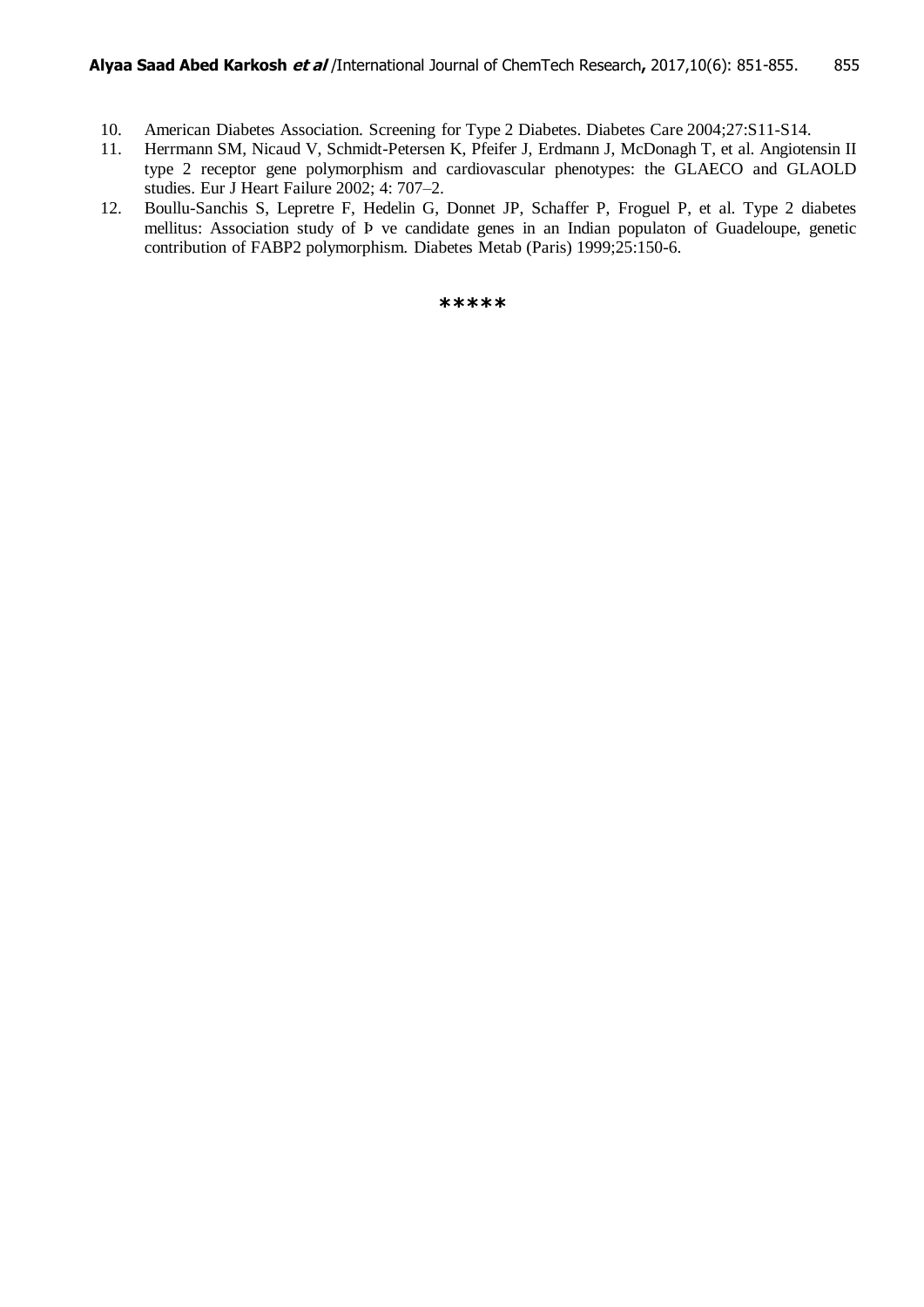10. American Diabetes Association. Screening for Type 2 Diabetes. Diabetes Care 2004;27:S11-S14.
11. Herrmann SM, Nicaud V, Schmidt-Petersen K, Pfeifer J, Erdmann J, McDonagh T, et al. Angiotensin II type 2 receptor gene polymorphism and cardiovascular phenotypes: the GLAECO and GLAOLD studies. Eur J Heart Failure 2002; 4: 707–2.
12. Boullu-Sanchis S, Lepretre F, Hedelin G, Donnet JP, Schaffer P, Froguel P, et al. Type 2 diabetes mellitus: Association study of Þ ve candidate genes in an Indian populaton of Guadeloupe, genetic contribution of FABP2 polymorphism. Diabetes Metab (Paris) 1999;25:150-6.

*****